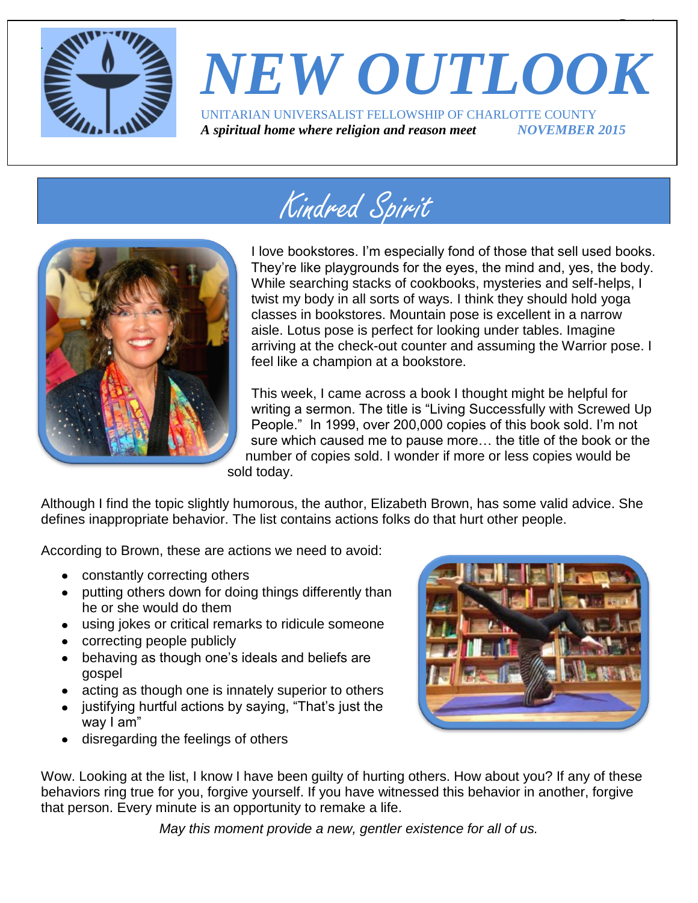# NEW OUTLOOK

UNITARIAN UNIVERSALIST FELLOWSHIP OF CHARLOTTE COUNTY

*A spiritual home where religion and reason meet* ***NOVEMBER 2015***

## Kindred Spirit

I love bookstores. I'm especially fond of those that sell used books. They're like playgrounds for the eyes, the mind and, yes, the body. While searching stacks of cookbooks, mysteries and self-helps, I twist my body in all sorts of ways. I think they should hold yoga classes in bookstores. Mountain pose is excellent in a narrow aisle. Lotus pose is perfect for looking under tables. Imagine arriving at the check-out counter and assuming the Warrior pose. I feel like a champion at a bookstore.

This week, I came across a book I thought might be helpful for writing a sermon. The title is "Living Successfully with Screwed Up People." In 1999, over 200,000 copies of this book sold. I'm not sure which caused me to pause more… the title of the book or the number of copies sold. I wonder if more or less copies would be sold today.

Although I find the topic slightly humorous, the author, Elizabeth Brown, has some valid advice. She defines inappropriate behavior. The list contains actions folks do that hurt other people.

According to Brown, these are actions we need to avoid:

- constantly correcting others
- putting others down for doing things differently than he or she would do them
- using jokes or critical remarks to ridicule someone
- correcting people publicly
- behaving as though one's ideals and beliefs are gospel
- acting as though one is innately superior to others
- justifying hurtful actions by saying, "That's just the way I am"
- disregarding the feelings of others

Wow. Looking at the list, I know I have been guilty of hurting others. How about you? If any of these behaviors ring true for you, forgive yourself. If you have witnessed this behavior in another, forgive that person. Every minute is an opportunity to remake a life.

*May this moment provide a new, gentler existence for all of us.*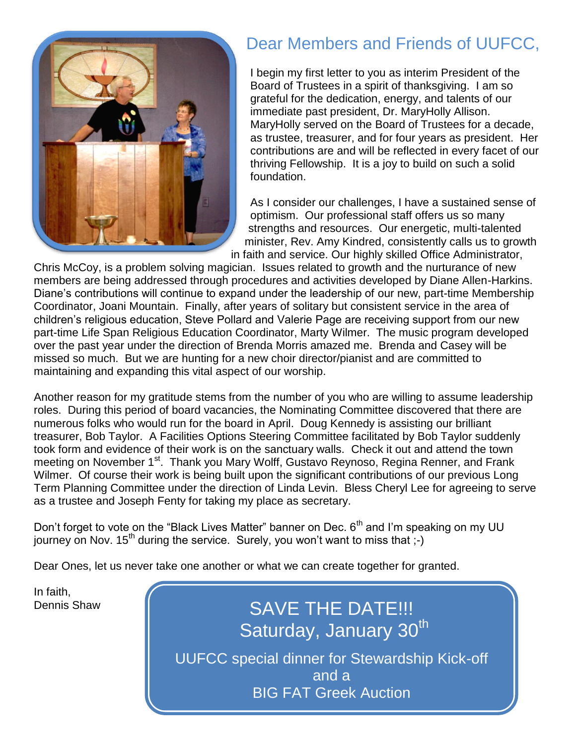## Dear Members and Friends of UUFCC,

I begin my first letter to you as interim President of the Board of Trustees in a spirit of thanksgiving. I am so grateful for the dedication, energy, and talents of our immediate past president, Dr. MaryHolly Allison. MaryHolly served on the Board of Trustees for a decade, as trustee, treasurer, and for four years as president. Her contributions are and will be reflected in every facet of our thriving Fellowship. It is a joy to build on such a solid foundation.

As I consider our challenges, I have a sustained sense of optimism. Our professional staff offers us so many strengths and resources. Our energetic, multi-talented minister, Rev. Amy Kindred, consistently calls us to growth in faith and service. Our highly skilled Office Administrator, Chris McCoy, is a problem solving magician. Issues related to growth and the nurturance of new members are being addressed through procedures and activities developed by Diane Allen-Harkins. Diane's contributions will continue to expand under the leadership of our new, part-time Membership Coordinator, Joani Mountain. Finally, after years of solitary but consistent service in the area of children's religious education, Steve Pollard and Valerie Page are receiving support from our new part-time Life Span Religious Education Coordinator, Marty Wilmer. The music program developed over the past year under the direction of Brenda Morris amazed me. Brenda and Casey will be missed so much. But we are hunting for a new choir director/pianist and are committed to maintaining and expanding this vital aspect of our worship.

Another reason for my gratitude stems from the number of you who are willing to assume leadership roles. During this period of board vacancies, the Nominating Committee discovered that there are numerous folks who would run for the board in April. Doug Kennedy is assisting our brilliant treasurer, Bob Taylor. A Facilities Options Steering Committee facilitated by Bob Taylor suddenly took form and evidence of their work is on the sanctuary walls. Check it out and attend the town meeting on November 1st. Thank you Mary Wolff, Gustavo Reynoso, Regina Renner, and Frank Wilmer. Of course their work is being built upon the significant contributions of our previous Long Term Planning Committee under the direction of Linda Levin. Bless Cheryl Lee for agreeing to serve as a trustee and Joseph Fenty for taking my place as secretary.

Don't forget to vote on the "Black Lives Matter" banner on Dec. 6th and I'm speaking on my UU journey on Nov. 15th during the service. Surely, you won't want to miss that ;-)

Dear Ones, let us never take one another or what we can create together for granted.

In faith,
Dennis Shaw

**SAVE THE DATE!!!**
**Saturday, January 30th**

UUFCC special dinner for Stewardship Kick-off
and a
BIG FAT Greek Auction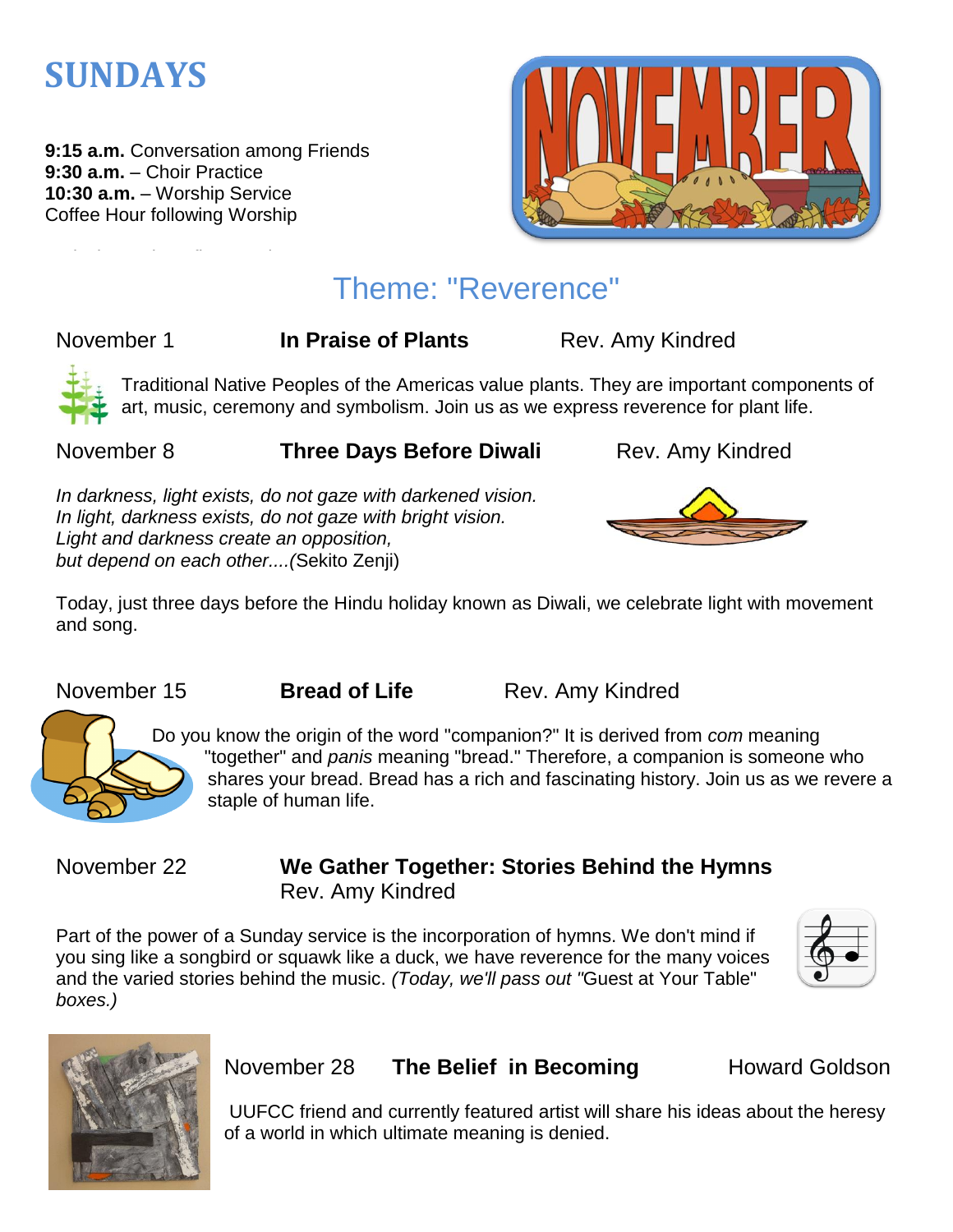# SUNDAYS

**9:15 a.m.** Conversation among Friends
**9:30 a.m.** – Choir Practice
**10:30 a.m.** – Worship Service
Coffee Hour following Worship

## Theme: "Reverence"

November 1 — **In Praise of Plants** — Rev. Amy Kindred

Traditional Native Peoples of the Americas value plants. They are important components of art, music, ceremony and symbolism. Join us as we express reverence for plant life.

November 8 — **Three Days Before Diwali** — Rev. Amy Kindred

*In darkness, light exists, do not gaze with darkened vision.*
*In light, darkness exists, do not gaze with bright vision.*
*Light and darkness create an opposition,*
*but depend on each other....(*Sekito Zenji)

Today, just three days before the Hindu holiday known as Diwali, we celebrate light with movement and song.

November 15 — **Bread of Life** — Rev. Amy Kindred

Do you know the origin of the word "companion?" It is derived from *com* meaning "together" and *panis* meaning "bread." Therefore, a companion is someone who shares your bread. Bread has a rich and fascinating history. Join us as we revere a staple of human life.

November 22 — **We Gather Together: Stories Behind the Hymns** — Rev. Amy Kindred

Part of the power of a Sunday service is the incorporation of hymns. We don't mind if you sing like a songbird or squawk like a duck, we have reverence for the many voices and the varied stories behind the music. *(Today, we'll pass out "*Guest at Your Table" *boxes.)*

November 28 — **The Belief in Becoming** — Howard Goldson

UUFCC friend and currently featured artist will share his ideas about the heresy of a world in which ultimate meaning is denied.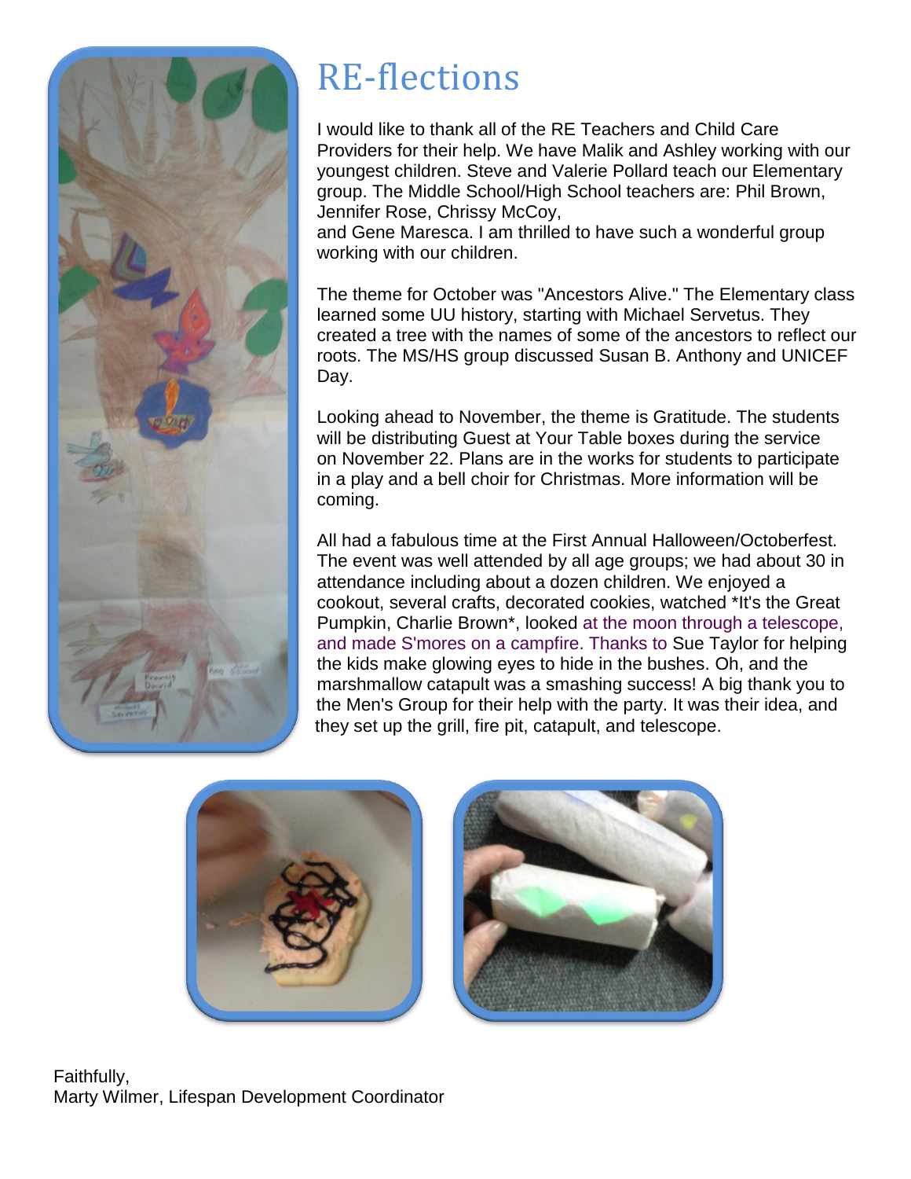# RE-flections

I would like to thank all of the RE Teachers and Child Care Providers for their help. We have Malik and Ashley working with our youngest children. Steve and Valerie Pollard teach our Elementary group. The Middle School/High School teachers are: Phil Brown, Jennifer Rose, Chrissy McCoy,
and Gene Maresca. I am thrilled to have such a wonderful group working with our children.

The theme for October was "Ancestors Alive." The Elementary class learned some UU history, starting with Michael Servetus. They created a tree with the names of some of the ancestors to reflect our roots. The MS/HS group discussed Susan B. Anthony and UNICEF Day.

Looking ahead to November, the theme is Gratitude. The students will be distributing Guest at Your Table boxes during the service on November 22. Plans are in the works for students to participate in a play and a bell choir for Christmas. More information will be coming.

All had a fabulous time at the First Annual Halloween/Octoberfest. The event was well attended by all age groups; we had about 30 in attendance including about a dozen children. We enjoyed a cookout, several crafts, decorated cookies, watched *It's the Great Pumpkin, Charlie Brown*, looked at the moon through a telescope, and made S'mores on a campfire. Thanks to Sue Taylor for helping the kids make glowing eyes to hide in the bushes. Oh, and the marshmallow catapult was a smashing success! A big thank you to the Men's Group for their help with the party. It was their idea, and they set up the grill, fire pit, catapult, and telescope.

Faithfully,
Marty Wilmer, Lifespan Development Coordinator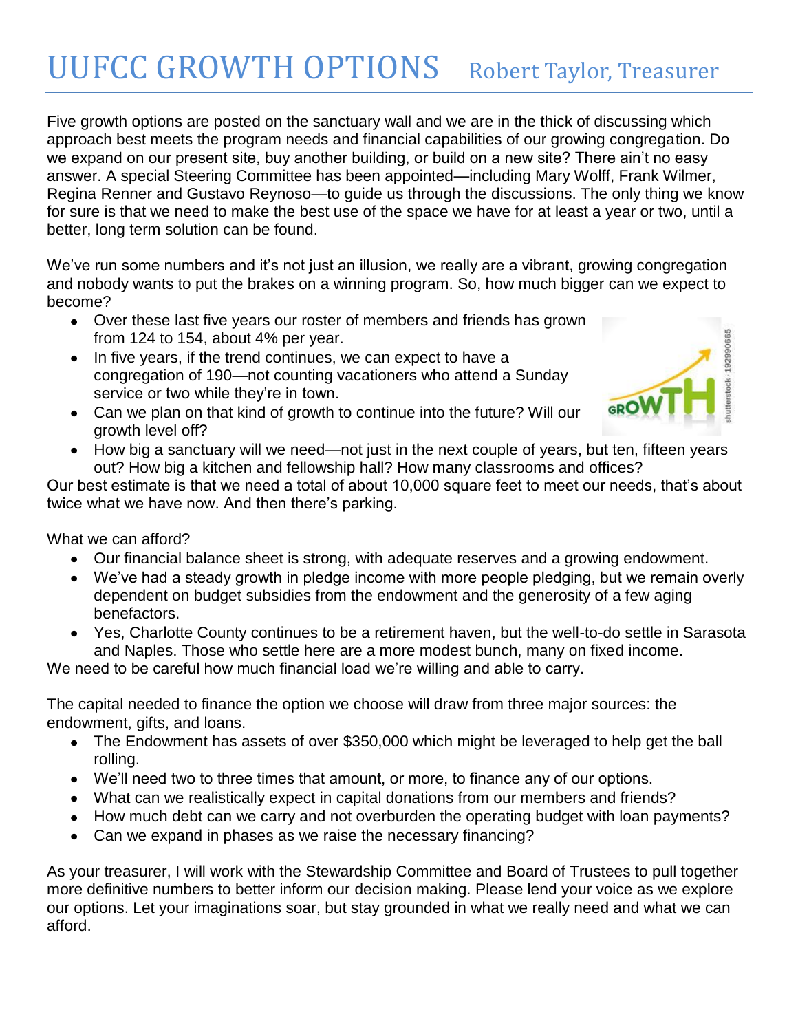# UUFCC GROWTH OPTIONS Robert Taylor, Treasurer

Five growth options are posted on the sanctuary wall and we are in the thick of discussing which approach best meets the program needs and financial capabilities of our growing congregation. Do we expand on our present site, buy another building, or build on a new site? There ain't no easy answer. A special Steering Committee has been appointed—including Mary Wolff, Frank Wilmer, Regina Renner and Gustavo Reynoso—to guide us through the discussions. The only thing we know for sure is that we need to make the best use of the space we have for at least a year or two, until a better, long term solution can be found.

We've run some numbers and it's not just an illusion, we really are a vibrant, growing congregation and nobody wants to put the brakes on a winning program. So, how much bigger can we expect to become?

- Over these last five years our roster of members and friends has grown from 124 to 154, about 4% per year.
- In five years, if the trend continues, we can expect to have a congregation of 190—not counting vacationers who attend a Sunday service or two while they're in town.
- Can we plan on that kind of growth to continue into the future? Will our growth level off?
- How big a sanctuary will we need—not just in the next couple of years, but ten, fifteen years out? How big a kitchen and fellowship hall? How many classrooms and offices?

Our best estimate is that we need a total of about 10,000 square feet to meet our needs, that's about twice what we have now. And then there's parking.

What we can afford?

- Our financial balance sheet is strong, with adequate reserves and a growing endowment.
- We've had a steady growth in pledge income with more people pledging, but we remain overly dependent on budget subsidies from the endowment and the generosity of a few aging benefactors.
- Yes, Charlotte County continues to be a retirement haven, but the well-to-do settle in Sarasota and Naples. Those who settle here are a more modest bunch, many on fixed income.

We need to be careful how much financial load we're willing and able to carry.

The capital needed to finance the option we choose will draw from three major sources: the endowment, gifts, and loans.

- The Endowment has assets of over $350,000 which might be leveraged to help get the ball rolling.
- We'll need two to three times that amount, or more, to finance any of our options.
- What can we realistically expect in capital donations from our members and friends?
- How much debt can we carry and not overburden the operating budget with loan payments?
- Can we expand in phases as we raise the necessary financing?

As your treasurer, I will work with the Stewardship Committee and Board of Trustees to pull together more definitive numbers to better inform our decision making. Please lend your voice as we explore our options. Let your imaginations soar, but stay grounded in what we really need and what we can afford.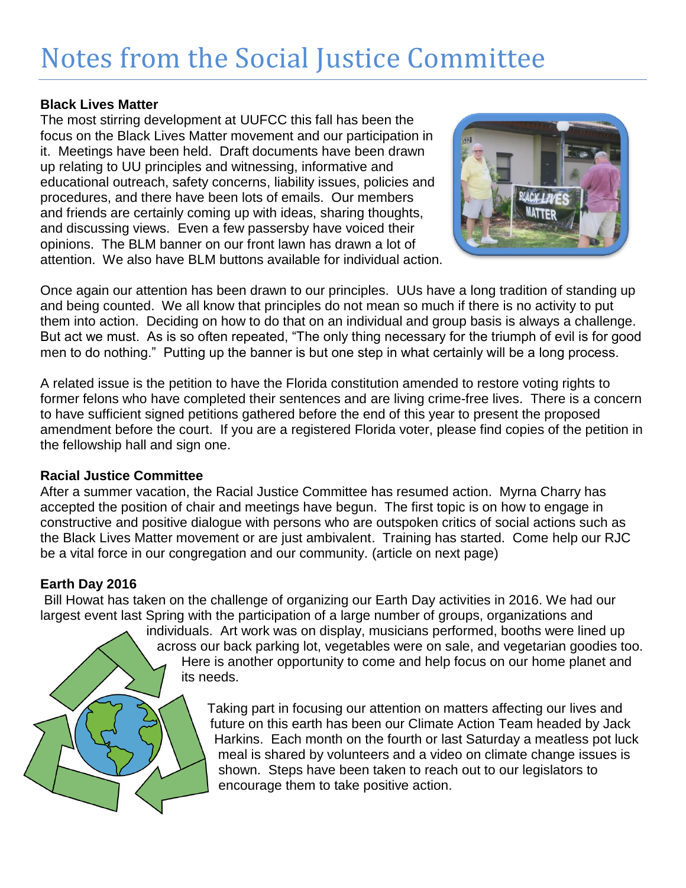# Notes from the Social Justice Committee

**Black Lives Matter**

The most stirring development at UUFCC this fall has been the focus on the Black Lives Matter movement and our participation in it. Meetings have been held. Draft documents have been drawn up relating to UU principles and witnessing, informative and educational outreach, safety concerns, liability issues, policies and procedures, and there have been lots of emails. Our members and friends are certainly coming up with ideas, sharing thoughts, and discussing views. Even a few passersby have voiced their opinions. The BLM banner on our front lawn has drawn a lot of attention. We also have BLM buttons available for individual action.

Once again our attention has been drawn to our principles. UUs have a long tradition of standing up and being counted. We all know that principles do not mean so much if there is no activity to put them into action. Deciding on how to do that on an individual and group basis is always a challenge. But act we must. As is so often repeated, "The only thing necessary for the triumph of evil is for good men to do nothing." Putting up the banner is but one step in what certainly will be a long process.

A related issue is the petition to have the Florida constitution amended to restore voting rights to former felons who have completed their sentences and are living crime-free lives. There is a concern to have sufficient signed petitions gathered before the end of this year to present the proposed amendment before the court. If you are a registered Florida voter, please find copies of the petition in the fellowship hall and sign one.

**Racial Justice Committee**

After a summer vacation, the Racial Justice Committee has resumed action. Myrna Charry has accepted the position of chair and meetings have begun. The first topic is on how to engage in constructive and positive dialogue with persons who are outspoken critics of social actions such as the Black Lives Matter movement or are just ambivalent. Training has started. Come help our RJC be a vital force in our congregation and our community. (article on next page)

**Earth Day 2016**

Bill Howat has taken on the challenge of organizing our Earth Day activities in 2016. We had our largest event last Spring with the participation of a large number of groups, organizations and individuals. Art work was on display, musicians performed, booths were lined up across our back parking lot, vegetables were on sale, and vegetarian goodies too. Here is another opportunity to come and help focus on our home planet and its needs.

Taking part in focusing our attention on matters affecting our lives and future on this earth has been our Climate Action Team headed by Jack Harkins. Each month on the fourth or last Saturday a meatless pot luck meal is shared by volunteers and a video on climate change issues is shown. Steps have been taken to reach out to our legislators to encourage them to take positive action.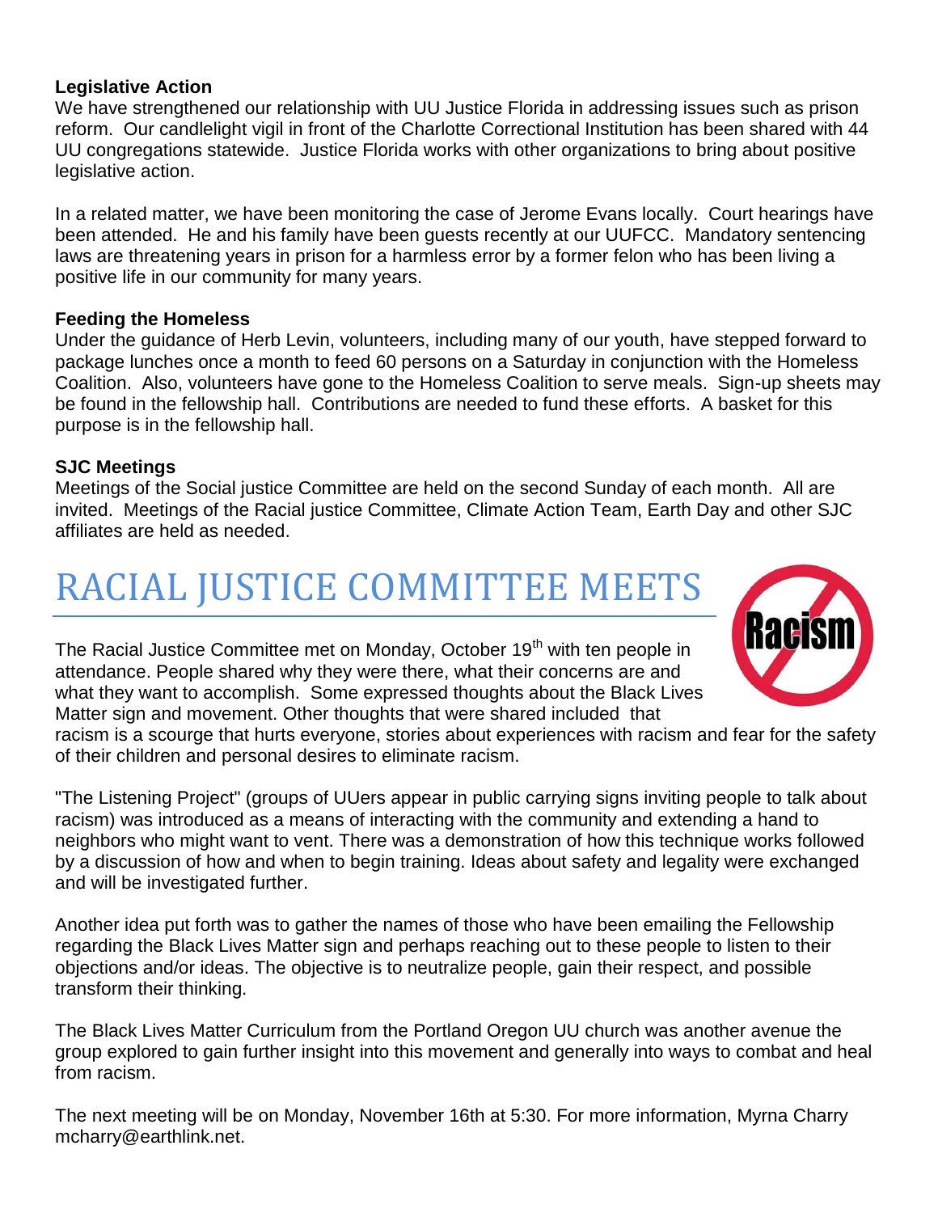**Legislative Action**

We have strengthened our relationship with UU Justice Florida in addressing issues such as prison reform. Our candlelight vigil in front of the Charlotte Correctional Institution has been shared with 44 UU congregations statewide. Justice Florida works with other organizations to bring about positive legislative action.

In a related matter, we have been monitoring the case of Jerome Evans locally. Court hearings have been attended. He and his family have been guests recently at our UUFCC. Mandatory sentencing laws are threatening years in prison for a harmless error by a former felon who has been living a positive life in our community for many years.

**Feeding the Homeless**

Under the guidance of Herb Levin, volunteers, including many of our youth, have stepped forward to package lunches once a month to feed 60 persons on a Saturday in conjunction with the Homeless Coalition. Also, volunteers have gone to the Homeless Coalition to serve meals. Sign-up sheets may be found in the fellowship hall. Contributions are needed to fund these efforts. A basket for this purpose is in the fellowship hall.

**SJC Meetings**

Meetings of the Social justice Committee are held on the second Sunday of each month. All are invited. Meetings of the Racial justice Committee, Climate Action Team, Earth Day and other SJC affiliates are held as needed.

# RACIAL JUSTICE COMMITTEE MEETS

The Racial Justice Committee met on Monday, October 19th with ten people in attendance. People shared why they were there, what their concerns are and what they want to accomplish. Some expressed thoughts about the Black Lives Matter sign and movement. Other thoughts that were shared included that racism is a scourge that hurts everyone, stories about experiences with racism and fear for the safety of their children and personal desires to eliminate racism.

"The Listening Project" (groups of UUers appear in public carrying signs inviting people to talk about racism) was introduced as a means of interacting with the community and extending a hand to neighbors who might want to vent. There was a demonstration of how this technique works followed by a discussion of how and when to begin training. Ideas about safety and legality were exchanged and will be investigated further.

Another idea put forth was to gather the names of those who have been emailing the Fellowship regarding the Black Lives Matter sign and perhaps reaching out to these people to listen to their objections and/or ideas. The objective is to neutralize people, gain their respect, and possible transform their thinking.

The Black Lives Matter Curriculum from the Portland Oregon UU church was another avenue the group explored to gain further insight into this movement and generally into ways to combat and heal from racism.

The next meeting will be on Monday, November 16th at 5:30. For more information, Myrna Charry mcharry@earthlink.net.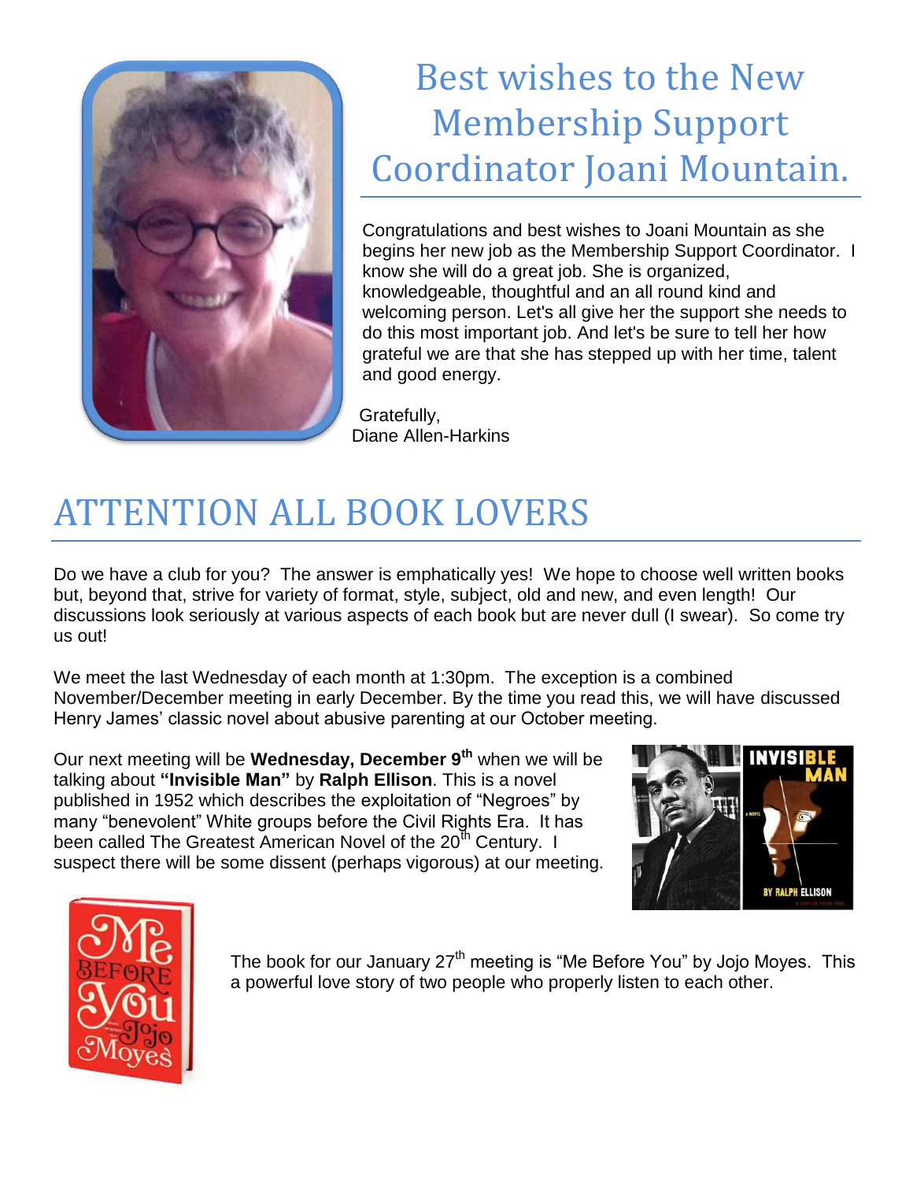# Best wishes to the New Membership Support Coordinator Joani Mountain.

Congratulations and best wishes to Joani Mountain as she begins her new job as the Membership Support Coordinator. I know she will do a great job. She is organized, knowledgeable, thoughtful and an all round kind and welcoming person. Let's all give her the support she needs to do this most important job. And let's be sure to tell her how grateful we are that she has stepped up with her time, talent and good energy.

Gratefully,
Diane Allen-Harkins

# ATTENTION ALL BOOK LOVERS

Do we have a club for you? The answer is emphatically yes! We hope to choose well written books but, beyond that, strive for variety of format, style, subject, old and new, and even length! Our discussions look seriously at various aspects of each book but are never dull (I swear). So come try us out!

We meet the last Wednesday of each month at 1:30pm. The exception is a combined November/December meeting in early December. By the time you read this, we will have discussed Henry James' classic novel about abusive parenting at our October meeting.

Our next meeting will be **Wednesday, December 9th** when we will be talking about **"Invisible Man"** by **Ralph Ellison**. This is a novel published in 1952 which describes the exploitation of "Negroes" by many "benevolent" White groups before the Civil Rights Era. It has been called The Greatest American Novel of the 20th Century. I suspect there will be some dissent (perhaps vigorous) at our meeting.

The book for our January 27th meeting is "Me Before You" by Jojo Moyes. This a powerful love story of two people who properly listen to each other.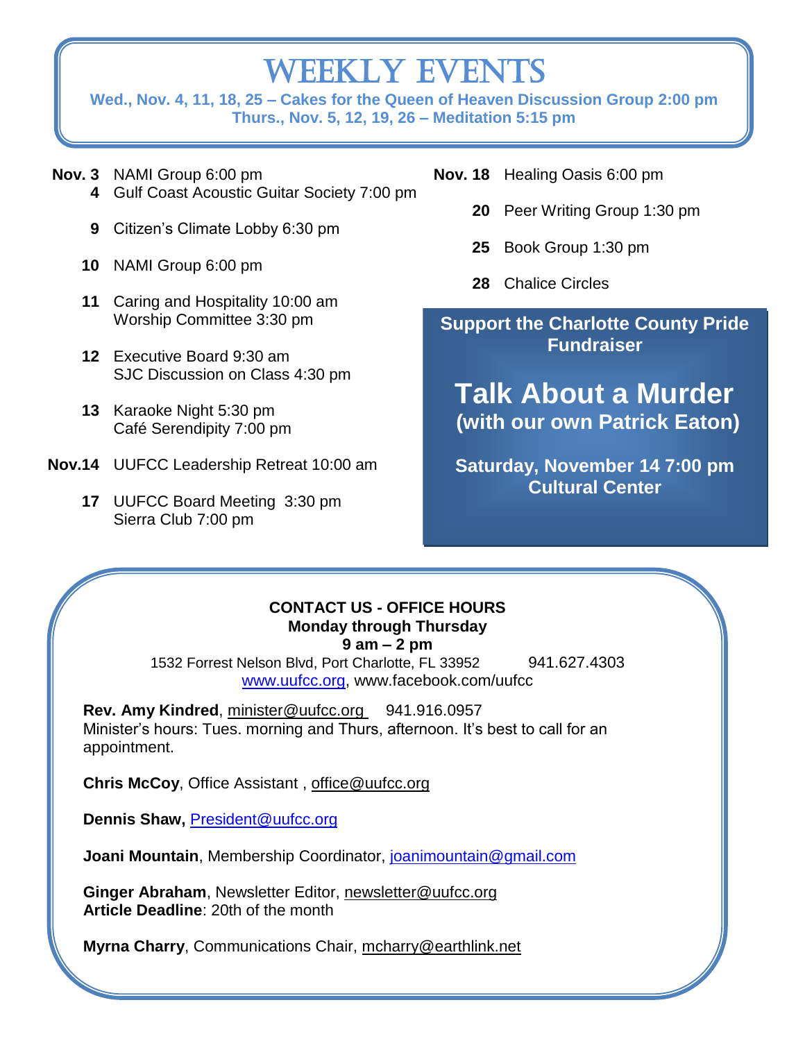# WEEKLY EVENTS

**Wed., Nov. 4, 11, 18, 25 – Cakes for the Queen of Heaven Discussion Group 2:00 pm**
**Thurs., Nov. 5, 12, 19, 26 – Meditation 5:15 pm**

**Nov. 3** NAMI Group 6:00 pm
**4** Gulf Coast Acoustic Guitar Society 7:00 pm

**9** Citizen's Climate Lobby 6:30 pm

**10** NAMI Group 6:00 pm

**11** Caring and Hospitality 10:00 am
Worship Committee 3:30 pm

**12** Executive Board 9:30 am
SJC Discussion on Class 4:30 pm

**13** Karaoke Night 5:30 pm
Café Serendipity 7:00 pm

**Nov.14** UUFCC Leadership Retreat 10:00 am

**17** UUFCC Board Meeting 3:30 pm
Sierra Club 7:00 pm

**Nov. 18** Healing Oasis 6:00 pm

**20** Peer Writing Group 1:30 pm

**25** Book Group 1:30 pm

**28** Chalice Circles

**Support the Charlotte County Pride Fundraiser**

## Talk About a Murder
**(with our own Patrick Eaton)**

**Saturday, November 14 7:00 pm**
**Cultural Center**

**CONTACT US - OFFICE HOURS**
**Monday through Thursday**
**9 am – 2 pm**
1532 Forrest Nelson Blvd, Port Charlotte, FL 33952 941.627.4303
www.uufcc.org, www.facebook.com/uufcc

**Rev. Amy Kindred**, minister@uufcc.org 941.916.0957
Minister's hours: Tues. morning and Thurs, afternoon. It's best to call for an appointment.

**Chris McCoy**, Office Assistant , office@uufcc.org

**Dennis Shaw,** President@uufcc.org

**Joani Mountain**, Membership Coordinator, joanimountain@gmail.com

**Ginger Abraham**, Newsletter Editor, newsletter@uufcc.org
**Article Deadline**: 20th of the month

**Myrna Charry**, Communications Chair, mcharry@earthlink.net